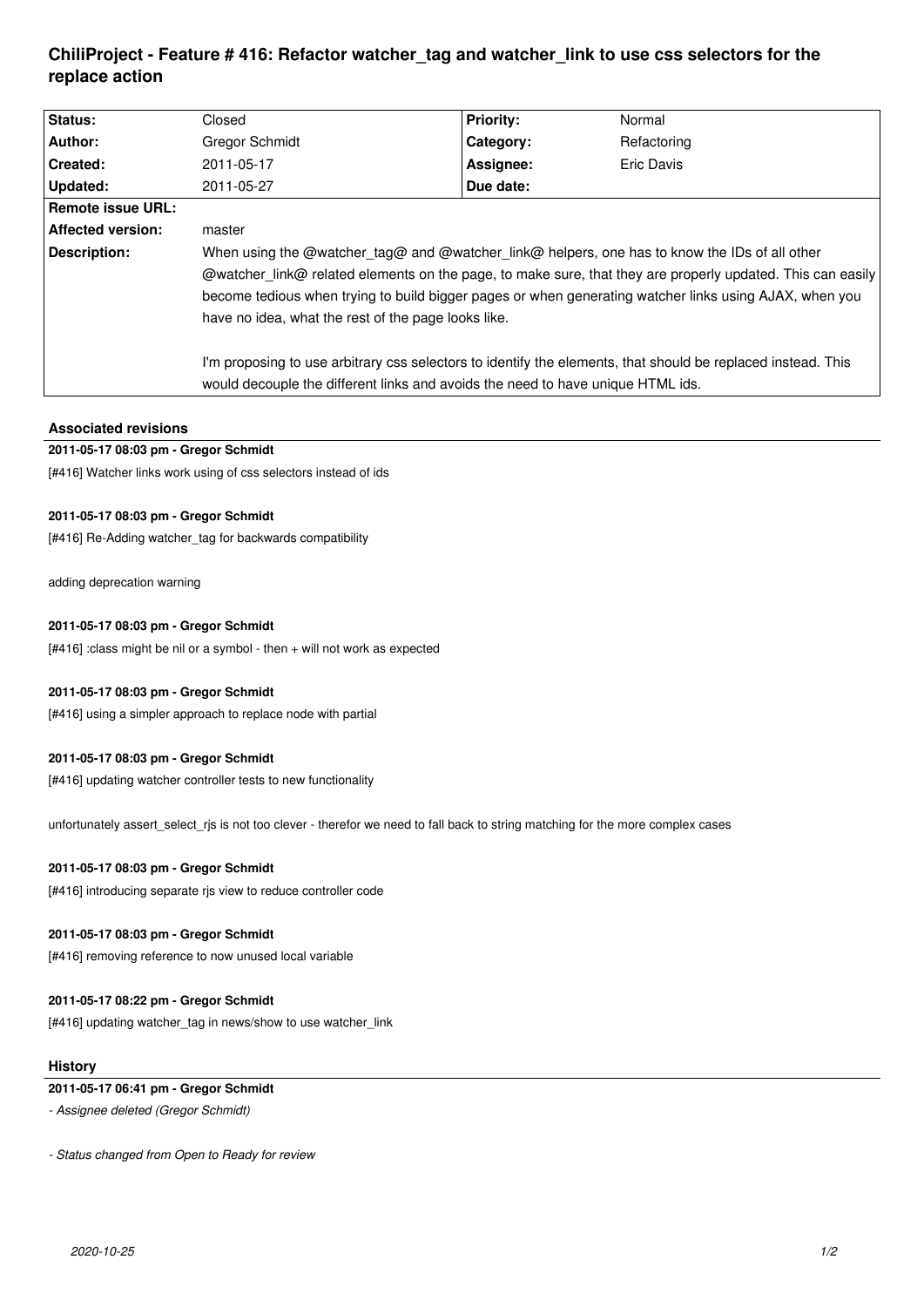# ChiliProject - Feature # 416: Refactor watcher_tag and watcher_link to use css selectors for the replace action

| Status: | Closed | Priority: | Normal |
|---|---|---|---|
| Author: | Gregor Schmidt | Category: | Refactoring |
| Created: | 2011-05-17 | Assignee: | Eric Davis |
| Updated: | 2011-05-27 | Due date: | |
| Remote issue URL: | | | |
| Affected version: | master | | |
| Description: | When using the @watcher_tag@ and @watcher_link@ helpers, one has to know the IDs of all other @watcher_link@ related elements on the page, to make sure, that they are properly updated. This can easily become tedious when trying to build bigger pages or when generating watcher links using AJAX, when you have no idea, what the rest of the page looks like.<br><br>I'm proposing to use arbitrary css selectors to identify the elements, that should be replaced instead. This would decouple the different links and avoids the need to have unique HTML ids. | | |

## Associated revisions

**2011-05-17 08:03 pm - Gregor Schmidt**

[#416] Watcher links work using of css selectors instead of ids

**2011-05-17 08:03 pm - Gregor Schmidt**

[#416] Re-Adding watcher_tag for backwards compatibility

adding deprecation warning

**2011-05-17 08:03 pm - Gregor Schmidt**

[#416] :class might be nil or a symbol - then + will not work as expected

**2011-05-17 08:03 pm - Gregor Schmidt**

[#416] using a simpler approach to replace node with partial

**2011-05-17 08:03 pm - Gregor Schmidt**

[#416] updating watcher controller tests to new functionality

unfortunately assert_select_rjs is not too clever - therefor we need to fall back to string matching for the more complex cases

**2011-05-17 08:03 pm - Gregor Schmidt**

[#416] introducing separate rjs view to reduce controller code

**2011-05-17 08:03 pm - Gregor Schmidt**

[#416] removing reference to now unused local variable

**2011-05-17 08:22 pm - Gregor Schmidt**

[#416] updating watcher_tag in news/show to use watcher_link

## History

**2011-05-17 06:41 pm - Gregor Schmidt**

*- Assignee deleted (Gregor Schmidt)*

*- Status changed from Open to Ready for review*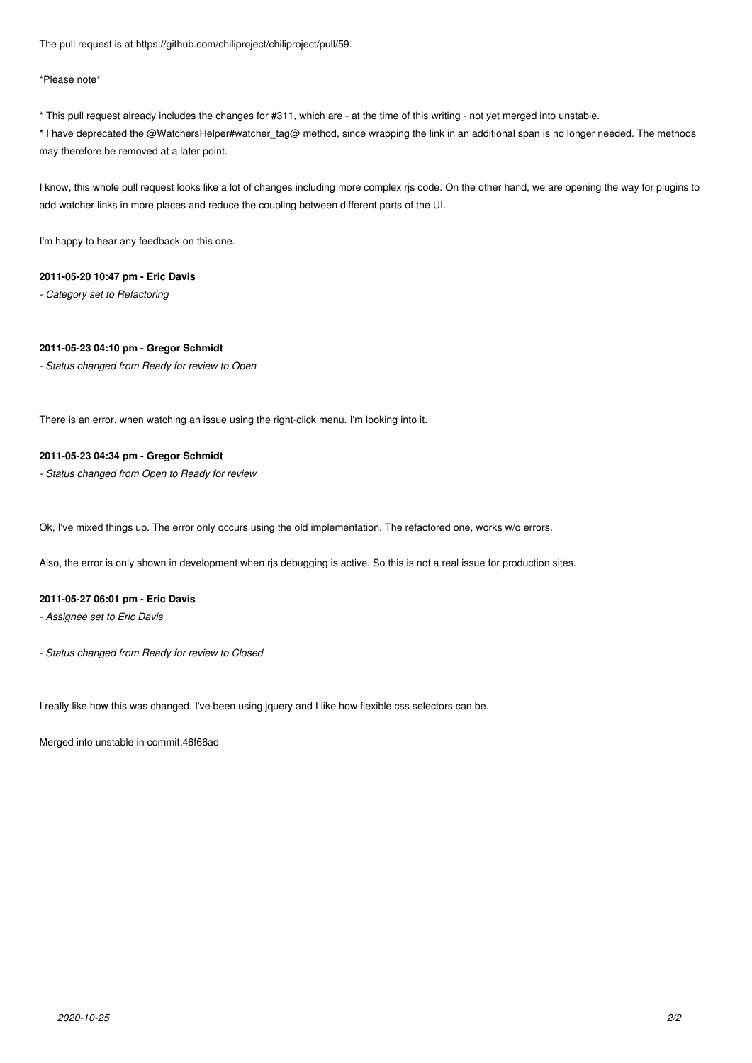The pull request is at https://github.com/chiliproject/chiliproject/pull/59.

*Please note*

* This pull request already includes the changes for #311, which are - at the time of this writing - not yet merged into unstable.
* I have deprecated the @WatchersHelper#watcher_tag@ method, since wrapping the link in an additional span is no longer needed. The methods may therefore be removed at a later point.

I know, this whole pull request looks like a lot of changes including more complex rjs code. On the other hand, we are opening the way for plugins to add watcher links in more places and reduce the coupling between different parts of the UI.

I'm happy to hear any feedback on this one.

**2011-05-20 10:47 pm - Eric Davis**

*- Category set to Refactoring*

**2011-05-23 04:10 pm - Gregor Schmidt**

*- Status changed from Ready for review to Open*

There is an error, when watching an issue using the right-click menu. I'm looking into it.

**2011-05-23 04:34 pm - Gregor Schmidt**

*- Status changed from Open to Ready for review*

Ok, I've mixed things up. The error only occurs using the old implementation. The refactored one, works w/o errors.

Also, the error is only shown in development when rjs debugging is active. So this is not a real issue for production sites.

**2011-05-27 06:01 pm - Eric Davis**

*- Assignee set to Eric Davis*

*- Status changed from Ready for review to Closed*

I really like how this was changed. I've been using jquery and I like how flexible css selectors can be.

Merged into unstable in commit:46f66ad